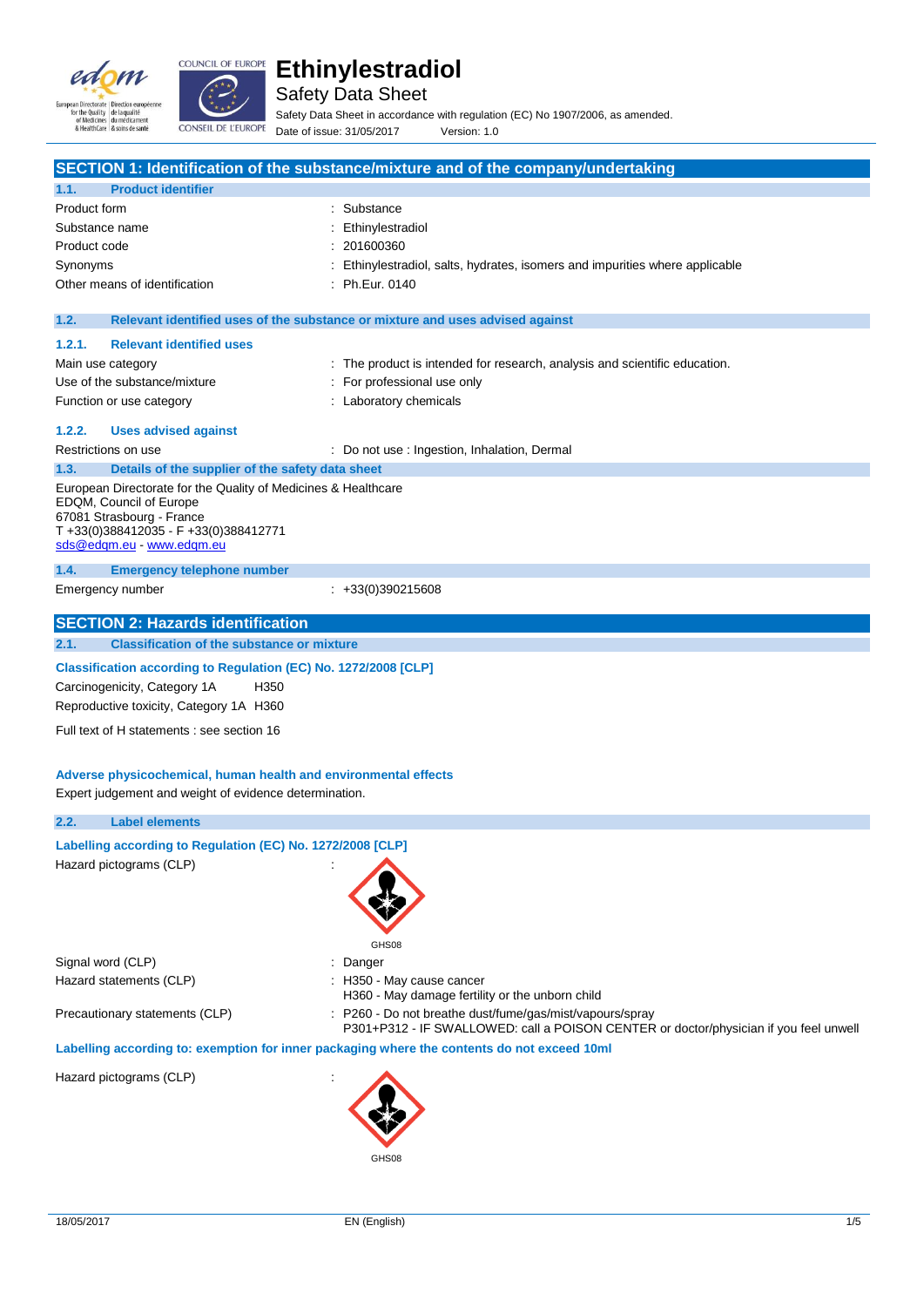# Ethinylestradiol

Safety Data Sheet

Safety Data Sheet in accordance with regulation (EC) No 1907/2006, as amended.

Date of issue: 31/05/2017 Version: 1.0

## SECTION 1: Identification of the substance/mixture and of the company/undertaking

### 1.1. Product identifier

| | |
|---|---|
| Product form | : Substance |
| Substance name | : Ethinylestradiol |
| Product code | : 201600360 |
| Synonyms | : Ethinylestradiol, salts, hydrates, isomers and impurities where applicable |
| Other means of identification | : Ph.Eur. 0140 |

### 1.2. Relevant identified uses of the substance or mixture and uses advised against

#### 1.2.1. Relevant identified uses

| | |
|---|---|
| Main use category | : The product is intended for research, analysis and scientific education. |
| Use of the substance/mixture | : For professional use only |
| Function or use category | : Laboratory chemicals |

#### 1.2.2. Uses advised against

| | |
|---|---|
| Restrictions on use | : Do not use : Ingestion, Inhalation, Dermal |

### 1.3. Details of the supplier of the safety data sheet

European Directorate for the Quality of Medicines & Healthcare
EDQM, Council of Europe
67081 Strasbourg - France
T +33(0)388412035 - F +33(0)388412771
sds@edqm.eu - www.edqm.eu

### 1.4. Emergency telephone number

| | |
|---|---|
| Emergency number | : +33(0)390215608 |

## SECTION 2: Hazards identification

### 2.1. Classification of the substance or mixture

**Classification according to Regulation (EC) No. 1272/2008 [CLP]**

Carcinogenicity, Category 1A H350
Reproductive toxicity, Category 1A H360

Full text of H statements : see section 16

**Adverse physicochemical, human health and environmental effects**

Expert judgement and weight of evidence determination.

### 2.2. Label elements

**Labelling according to Regulation (EC) No. 1272/2008 [CLP]**

Hazard pictograms (CLP) :

GHS08

| | |
|---|---|
| Signal word (CLP) | : Danger |
| Hazard statements (CLP) | : H350 - May cause cancer<br>H360 - May damage fertility or the unborn child |
| Precautionary statements (CLP) | : P260 - Do not breathe dust/fume/gas/mist/vapours/spray<br>P301+P312 - IF SWALLOWED: call a POISON CENTER or doctor/physician if you feel unwell |

**Labelling according to: exemption for inner packaging where the contents do not exceed 10ml**

Hazard pictograms (CLP) :

GHS08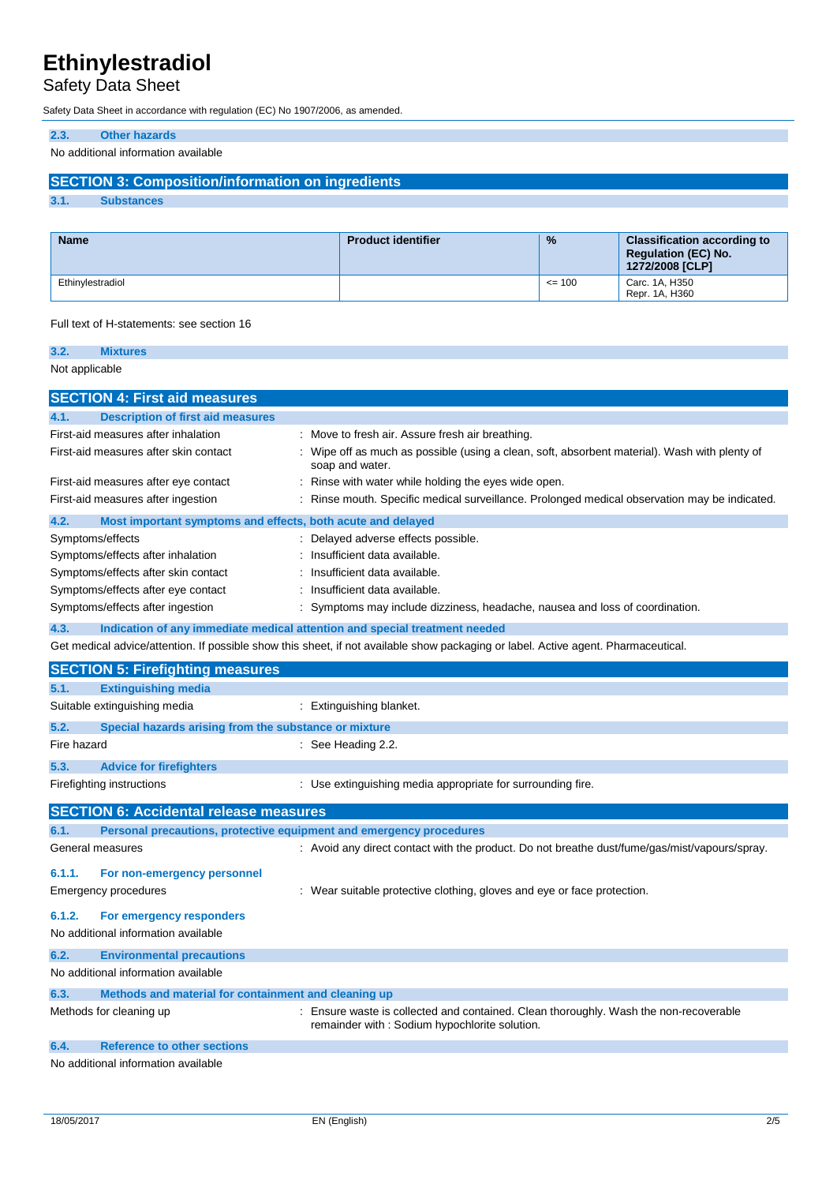#### 2.3. Other hazards

No additional information available

## SECTION 3: Composition/information on ingredients

### 3.1. Substances

| Name | Product identifier | % | Classification according to Regulation (EC) No. 1272/2008 [CLP] |
|---|---|---|---|
| Ethinylestradiol | | <= 100 | Carc. 1A, H350<br>Repr. 1A, H360 |

Full text of H-statements: see section 16

### 3.2. Mixtures

Not applicable

## SECTION 4: First aid measures

### 4.1. Description of first aid measures

First-aid measures after inhalation : Move to fresh air. Assure fresh air breathing.

First-aid measures after skin contact : Wipe off as much as possible (using a clean, soft, absorbent material). Wash with plenty of soap and water.

First-aid measures after eye contact : Rinse with water while holding the eyes wide open.

First-aid measures after ingestion : Rinse mouth. Specific medical surveillance. Prolonged medical observation may be indicated.

### 4.2. Most important symptoms and effects, both acute and delayed

Symptoms/effects : Delayed adverse effects possible.

Symptoms/effects after inhalation : Insufficient data available.

Symptoms/effects after skin contact : Insufficient data available.

Symptoms/effects after eye contact : Insufficient data available.

Symptoms/effects after ingestion : Symptoms may include dizziness, headache, nausea and loss of coordination.

### 4.3. Indication of any immediate medical attention and special treatment needed

Get medical advice/attention. If possible show this sheet, if not available show packaging or label. Active agent. Pharmaceutical.

## SECTION 5: Firefighting measures

### 5.1. Extinguishing media

Suitable extinguishing media : Extinguishing blanket.

### 5.2. Special hazards arising from the substance or mixture

Fire hazard : See Heading 2.2.

### 5.3. Advice for firefighters

Firefighting instructions : Use extinguishing media appropriate for surrounding fire.

## SECTION 6: Accidental release measures

### 6.1. Personal precautions, protective equipment and emergency procedures

General measures : Avoid any direct contact with the product. Do not breathe dust/fume/gas/mist/vapours/spray.

#### 6.1.1. For non-emergency personnel

Emergency procedures : Wear suitable protective clothing, gloves and eye or face protection.

#### 6.1.2. For emergency responders

No additional information available

### 6.2. Environmental precautions

No additional information available

### 6.3. Methods and material for containment and cleaning up

Methods for cleaning up : Ensure waste is collected and contained. Clean thoroughly. Wash the non-recoverable remainder with : Sodium hypochlorite solution.

### 6.4. Reference to other sections

No additional information available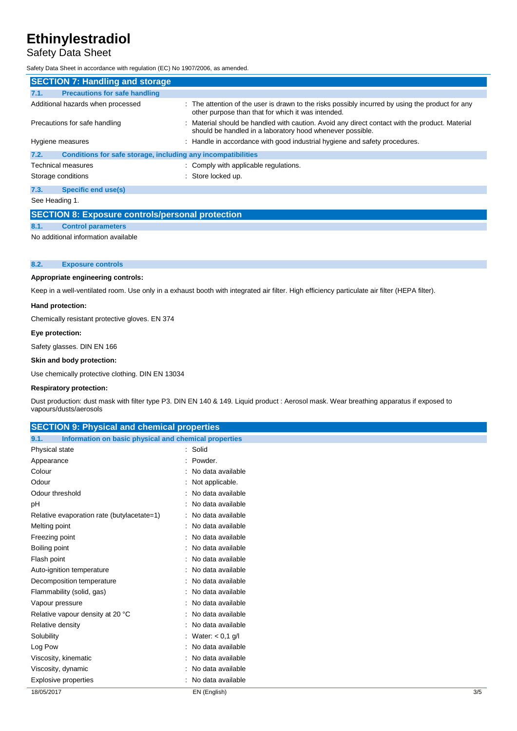## SECTION 7: Handling and storage

### 7.1. Precautions for safe handling

| | |
|---|---|
| Additional hazards when processed | : The attention of the user is drawn to the risks possibly incurred by using the product for any other purpose than that for which it was intended. |
| Precautions for safe handling | : Material should be handled with caution. Avoid any direct contact with the product. Material should be handled in a laboratory hood whenever possible. |
| Hygiene measures | : Handle in accordance with good industrial hygiene and safety procedures. |

### 7.2. Conditions for safe storage, including any incompatibilities

| | |
|---|---|
| Technical measures | : Comply with applicable regulations. |
| Storage conditions | : Store locked up. |

### 7.3. Specific end use(s)

See Heading 1.

## SECTION 8: Exposure controls/personal protection

### 8.1. Control parameters

No additional information available

### 8.2. Exposure controls

**Appropriate engineering controls:**

Keep in a well-ventilated room. Use only in a exhaust booth with integrated air filter. High efficiency particulate air filter (HEPA filter).

**Hand protection:**

Chemically resistant protective gloves. EN 374

**Eye protection:**

Safety glasses. DIN EN 166

**Skin and body protection:**

Use chemically protective clothing. DIN EN 13034

**Respiratory protection:**

Dust production: dust mask with filter type P3. DIN EN 140 & 149. Liquid product : Aerosol mask. Wear breathing apparatus if exposed to vapours/dusts/aerosols

## SECTION 9: Physical and chemical properties

### 9.1. Information on basic physical and chemical properties

| | |
|---|---|
| Physical state | : Solid |
| Appearance | : Powder. |
| Colour | : No data available |
| Odour | : Not applicable. |
| Odour threshold | : No data available |
| pH | : No data available |
| Relative evaporation rate (butylacetate=1) | : No data available |
| Melting point | : No data available |
| Freezing point | : No data available |
| Boiling point | : No data available |
| Flash point | : No data available |
| Auto-ignition temperature | : No data available |
| Decomposition temperature | : No data available |
| Flammability (solid, gas) | : No data available |
| Vapour pressure | : No data available |
| Relative vapour density at 20 °C | : No data available |
| Relative density | : No data available |
| Solubility | : Water: < 0,1 g/l |
| Log Pow | : No data available |
| Viscosity, kinematic | : No data available |
| Viscosity, dynamic | : No data available |
| Explosive properties | : No data available |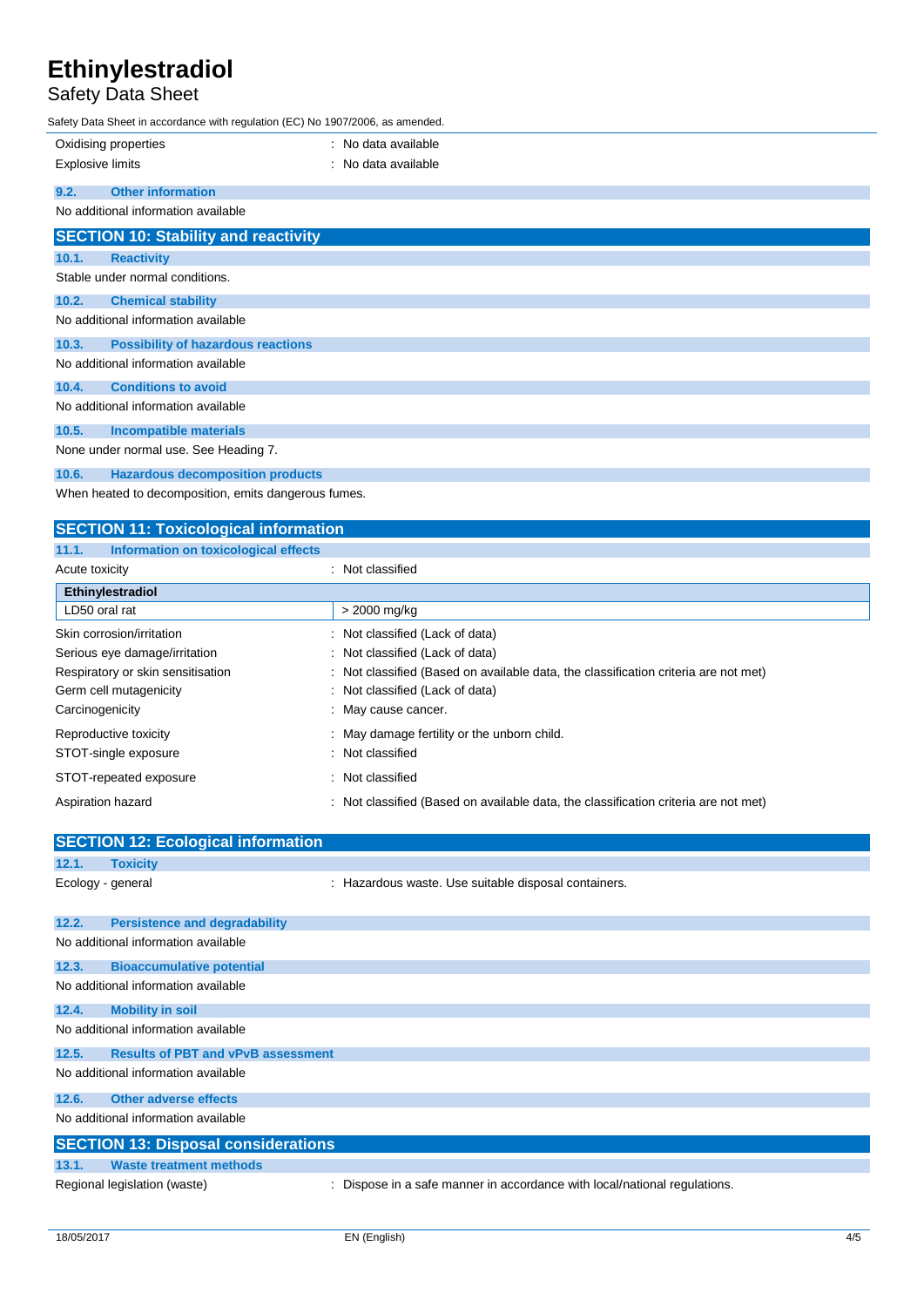| | |
|---|---|
| Oxidising properties | : No data available |
| Explosive limits | : No data available |

### 9.2. Other information

No additional information available

## SECTION 10: Stability and reactivity

### 10.1. Reactivity

Stable under normal conditions.

### 10.2. Chemical stability

No additional information available

### 10.3. Possibility of hazardous reactions

No additional information available

### 10.4. Conditions to avoid

No additional information available

### 10.5. Incompatible materials

None under normal use. See Heading 7.

### 10.6. Hazardous decomposition products

When heated to decomposition, emits dangerous fumes.

## SECTION 11: Toxicological information

### 11.1. Information on toxicological effects

Acute toxicity : Not classified

| Ethinylestradiol | |
|---|---|
| LD50 oral rat | > 2000 mg/kg |

| | |
|---|---|
| Skin corrosion/irritation | : Not classified (Lack of data) |
| Serious eye damage/irritation | : Not classified (Lack of data) |
| Respiratory or skin sensitisation | : Not classified (Based on available data, the classification criteria are not met) |
| Germ cell mutagenicity | : Not classified (Lack of data) |
| Carcinogenicity | : May cause cancer. |
| Reproductive toxicity | : May damage fertility or the unborn child. |
| STOT-single exposure | : Not classified |
| STOT-repeated exposure | : Not classified |
| Aspiration hazard | : Not classified (Based on available data, the classification criteria are not met) |

## SECTION 12: Ecological information

### 12.1. Toxicity

Ecology - general : Hazardous waste. Use suitable disposal containers.

### 12.2. Persistence and degradability

No additional information available

### 12.3. Bioaccumulative potential

No additional information available

### 12.4. Mobility in soil

No additional information available

### 12.5. Results of PBT and vPvB assessment

No additional information available

### 12.6. Other adverse effects

No additional information available

## SECTION 13: Disposal considerations

### 13.1. Waste treatment methods

Regional legislation (waste) : Dispose in a safe manner in accordance with local/national regulations.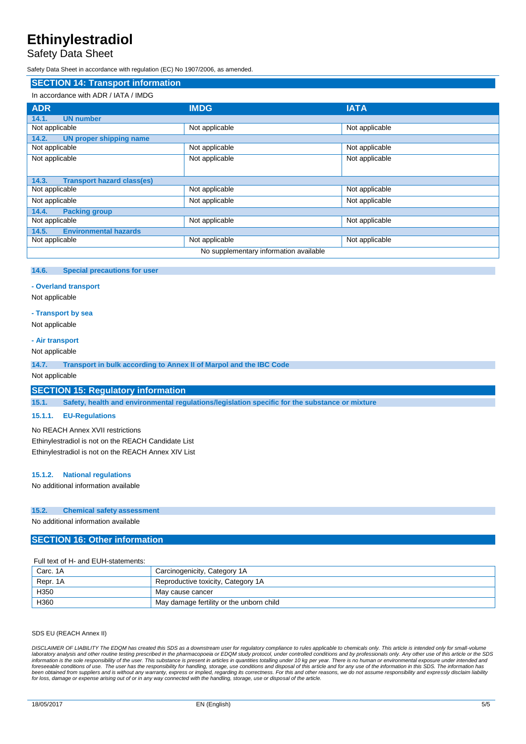# Ethinylestradiol

Safety Data Sheet

Safety Data Sheet in accordance with regulation (EC) No 1907/2006, as amended.

## SECTION 14: Transport information

In accordance with ADR / IATA / IMDG

| ADR | IMDG | IATA |
|---|---|---|
| **14.1. UN number** | | |
| Not applicable | Not applicable | Not applicable |
| **14.2. UN proper shipping name** | | |
| Not applicable | Not applicable | Not applicable |
| Not applicable | Not applicable | Not applicable |
| **14.3. Transport hazard class(es)** | | |
| Not applicable | Not applicable | Not applicable |
| Not applicable | Not applicable | Not applicable |
| **14.4. Packing group** | | |
| Not applicable | Not applicable | Not applicable |
| **14.5. Environmental hazards** | | |
| Not applicable | Not applicable | Not applicable |
| No supplementary information available | | |

### 14.6. Special precautions for user

**- Overland transport**

Not applicable

**- Transport by sea**

Not applicable

**- Air transport**

Not applicable

### 14.7. Transport in bulk according to Annex II of Marpol and the IBC Code

Not applicable

## SECTION 15: Regulatory information

### 15.1. Safety, health and environmental regulations/legislation specific for the substance or mixture

#### 15.1.1. EU-Regulations

No REACH Annex XVII restrictions

Ethinylestradiol is not on the REACH Candidate List

Ethinylestradiol is not on the REACH Annex XIV List

#### 15.1.2. National regulations

No additional information available

### 15.2. Chemical safety assessment

No additional information available

## SECTION 16: Other information

Full text of H- and EUH-statements:

| | |
|---|---|
| Carc. 1A | Carcinogenicity, Category 1A |
| Repr. 1A | Reproductive toxicity, Category 1A |
| H350 | May cause cancer |
| H360 | May damage fertility or the unborn child |

SDS EU (REACH Annex II)

*DISCLAIMER OF LIABILITY The EDQM has created this SDS as a downstream user for regulatory compliance to rules applicable to chemicals only. This article is intended only for small-volume laboratory analysis and other routine testing prescribed in the pharmacopoeia or EDQM study protocol, under controlled conditions and by professionals only. Any other use of this article or the SDS information is the sole responsibility of the user. This substance is present in articles in quantities totalling under 10 kg per year. There is no human or environmental exposure under intended and foreseeable conditions of use. The user has the responsibility for handling, storage, use conditions and disposal of this article and for any use of the information in this SDS. The information has been obtained from suppliers and is without any warranty, express or implied, regarding its correctness. For this and other reasons, we do not assume responsibility and expressly disclaim liability for loss, damage or expense arising out of or in any way connected with the handling, storage, use or disposal of the article.*

18/05/2017 EN (English)